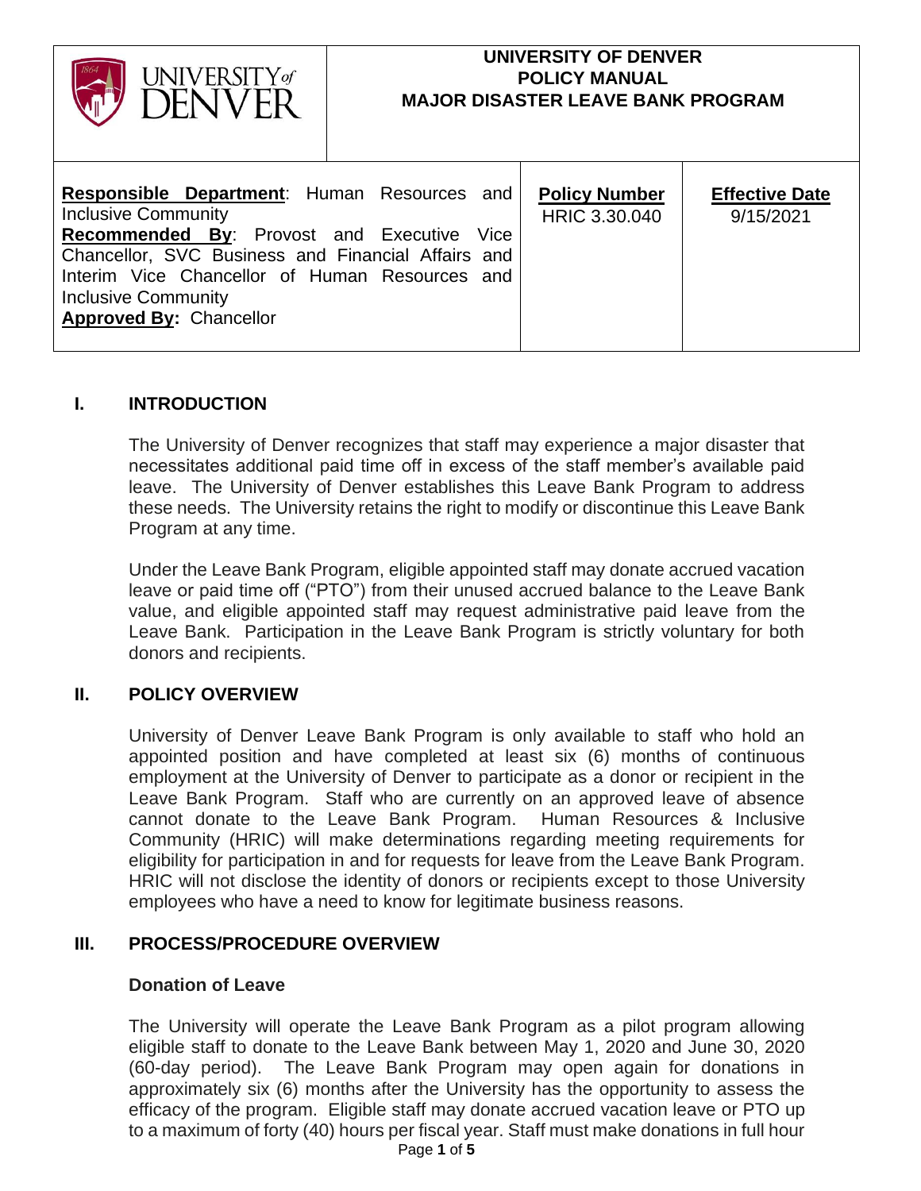| UNIVERSITY of DENVER | UNIVERSITY OF DENVER<br>POLICY MANUAL<br>MAJOR DISASTER LEAVE BANK PROGRAM | | |
|---|---|---|---|
| **Responsible Department**: Human Resources and Inclusive Community<br>**Recommended By**: Provost and Executive Vice Chancellor, SVC Business and Financial Affairs and Interim Vice Chancellor of Human Resources and Inclusive Community<br>**Approved By:** Chancellor | | **Policy Number**<br>HRIC 3.30.040 | **Effective Date**<br>9/15/2021 |

## I. INTRODUCTION

The University of Denver recognizes that staff may experience a major disaster that necessitates additional paid time off in excess of the staff member's available paid leave. The University of Denver establishes this Leave Bank Program to address these needs. The University retains the right to modify or discontinue this Leave Bank Program at any time.

Under the Leave Bank Program, eligible appointed staff may donate accrued vacation leave or paid time off ("PTO") from their unused accrued balance to the Leave Bank value, and eligible appointed staff may request administrative paid leave from the Leave Bank. Participation in the Leave Bank Program is strictly voluntary for both donors and recipients.

## II. POLICY OVERVIEW

University of Denver Leave Bank Program is only available to staff who hold an appointed position and have completed at least six (6) months of continuous employment at the University of Denver to participate as a donor or recipient in the Leave Bank Program. Staff who are currently on an approved leave of absence cannot donate to the Leave Bank Program. Human Resources & Inclusive Community (HRIC) will make determinations regarding meeting requirements for eligibility for participation in and for requests for leave from the Leave Bank Program. HRIC will not disclose the identity of donors or recipients except to those University employees who have a need to know for legitimate business reasons.

## III. PROCESS/PROCEDURE OVERVIEW

### Donation of Leave

The University will operate the Leave Bank Program as a pilot program allowing eligible staff to donate to the Leave Bank between May 1, 2020 and June 30, 2020 (60-day period). The Leave Bank Program may open again for donations in approximately six (6) months after the University has the opportunity to assess the efficacy of the program. Eligible staff may donate accrued vacation leave or PTO up to a maximum of forty (40) hours per fiscal year. Staff must make donations in full hour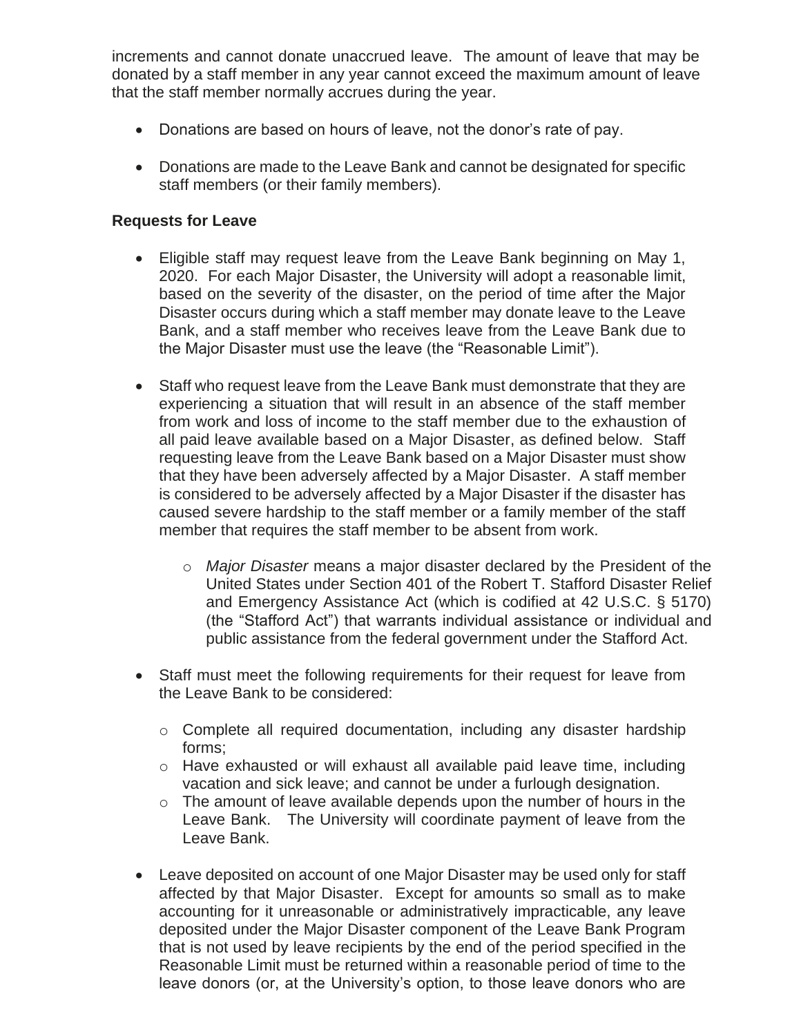increments and cannot donate unaccrued leave. The amount of leave that may be donated by a staff member in any year cannot exceed the maximum amount of leave that the staff member normally accrues during the year.

- Donations are based on hours of leave, not the donor's rate of pay.
- Donations are made to the Leave Bank and cannot be designated for specific staff members (or their family members).

**Requests for Leave**

- Eligible staff may request leave from the Leave Bank beginning on May 1, 2020. For each Major Disaster, the University will adopt a reasonable limit, based on the severity of the disaster, on the period of time after the Major Disaster occurs during which a staff member may donate leave to the Leave Bank, and a staff member who receives leave from the Leave Bank due to the Major Disaster must use the leave (the "Reasonable Limit").
- Staff who request leave from the Leave Bank must demonstrate that they are experiencing a situation that will result in an absence of the staff member from work and loss of income to the staff member due to the exhaustion of all paid leave available based on a Major Disaster, as defined below. Staff requesting leave from the Leave Bank based on a Major Disaster must show that they have been adversely affected by a Major Disaster. A staff member is considered to be adversely affected by a Major Disaster if the disaster has caused severe hardship to the staff member or a family member of the staff member that requires the staff member to be absent from work.
    - *Major Disaster* means a major disaster declared by the President of the United States under Section 401 of the Robert T. Stafford Disaster Relief and Emergency Assistance Act (which is codified at 42 U.S.C. § 5170) (the "Stafford Act") that warrants individual assistance or individual and public assistance from the federal government under the Stafford Act.
- Staff must meet the following requirements for their request for leave from the Leave Bank to be considered:
    - Complete all required documentation, including any disaster hardship forms;
    - Have exhausted or will exhaust all available paid leave time, including vacation and sick leave; and cannot be under a furlough designation.
    - The amount of leave available depends upon the number of hours in the Leave Bank. The University will coordinate payment of leave from the Leave Bank.
- Leave deposited on account of one Major Disaster may be used only for staff affected by that Major Disaster. Except for amounts so small as to make accounting for it unreasonable or administratively impracticable, any leave deposited under the Major Disaster component of the Leave Bank Program that is not used by leave recipients by the end of the period specified in the Reasonable Limit must be returned within a reasonable period of time to the leave donors (or, at the University's option, to those leave donors who are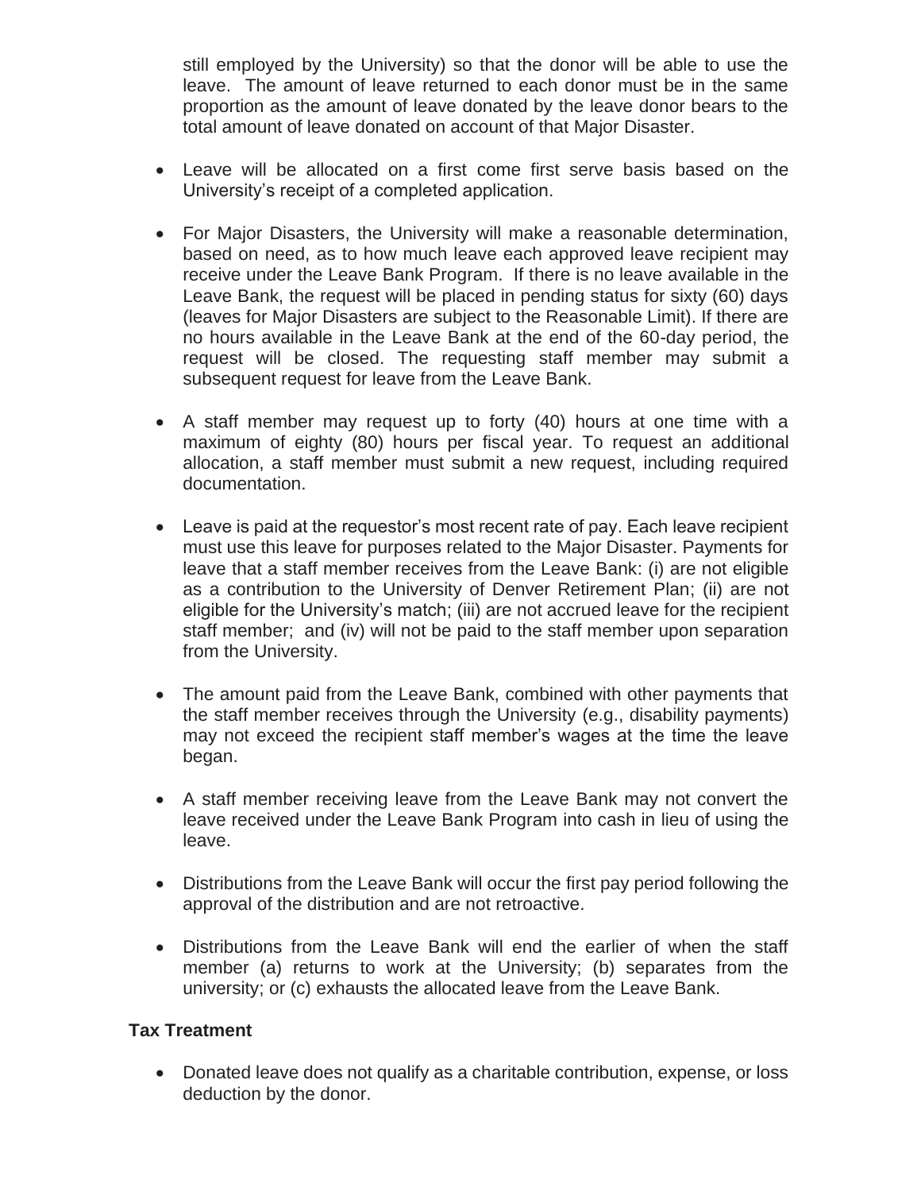still employed by the University) so that the donor will be able to use the leave. The amount of leave returned to each donor must be in the same proportion as the amount of leave donated by the leave donor bears to the total amount of leave donated on account of that Major Disaster.

- Leave will be allocated on a first come first serve basis based on the University's receipt of a completed application.

- For Major Disasters, the University will make a reasonable determination, based on need, as to how much leave each approved leave recipient may receive under the Leave Bank Program. If there is no leave available in the Leave Bank, the request will be placed in pending status for sixty (60) days (leaves for Major Disasters are subject to the Reasonable Limit). If there are no hours available in the Leave Bank at the end of the 60-day period, the request will be closed. The requesting staff member may submit a subsequent request for leave from the Leave Bank.

- A staff member may request up to forty (40) hours at one time with a maximum of eighty (80) hours per fiscal year. To request an additional allocation, a staff member must submit a new request, including required documentation.

- Leave is paid at the requestor's most recent rate of pay. Each leave recipient must use this leave for purposes related to the Major Disaster. Payments for leave that a staff member receives from the Leave Bank: (i) are not eligible as a contribution to the University of Denver Retirement Plan; (ii) are not eligible for the University's match; (iii) are not accrued leave for the recipient staff member; and (iv) will not be paid to the staff member upon separation from the University.

- The amount paid from the Leave Bank, combined with other payments that the staff member receives through the University (e.g., disability payments) may not exceed the recipient staff member's wages at the time the leave began.

- A staff member receiving leave from the Leave Bank may not convert the leave received under the Leave Bank Program into cash in lieu of using the leave.

- Distributions from the Leave Bank will occur the first pay period following the approval of the distribution and are not retroactive.

- Distributions from the Leave Bank will end the earlier of when the staff member (a) returns to work at the University; (b) separates from the university; or (c) exhausts the allocated leave from the Leave Bank.

**Tax Treatment**

- Donated leave does not qualify as a charitable contribution, expense, or loss deduction by the donor.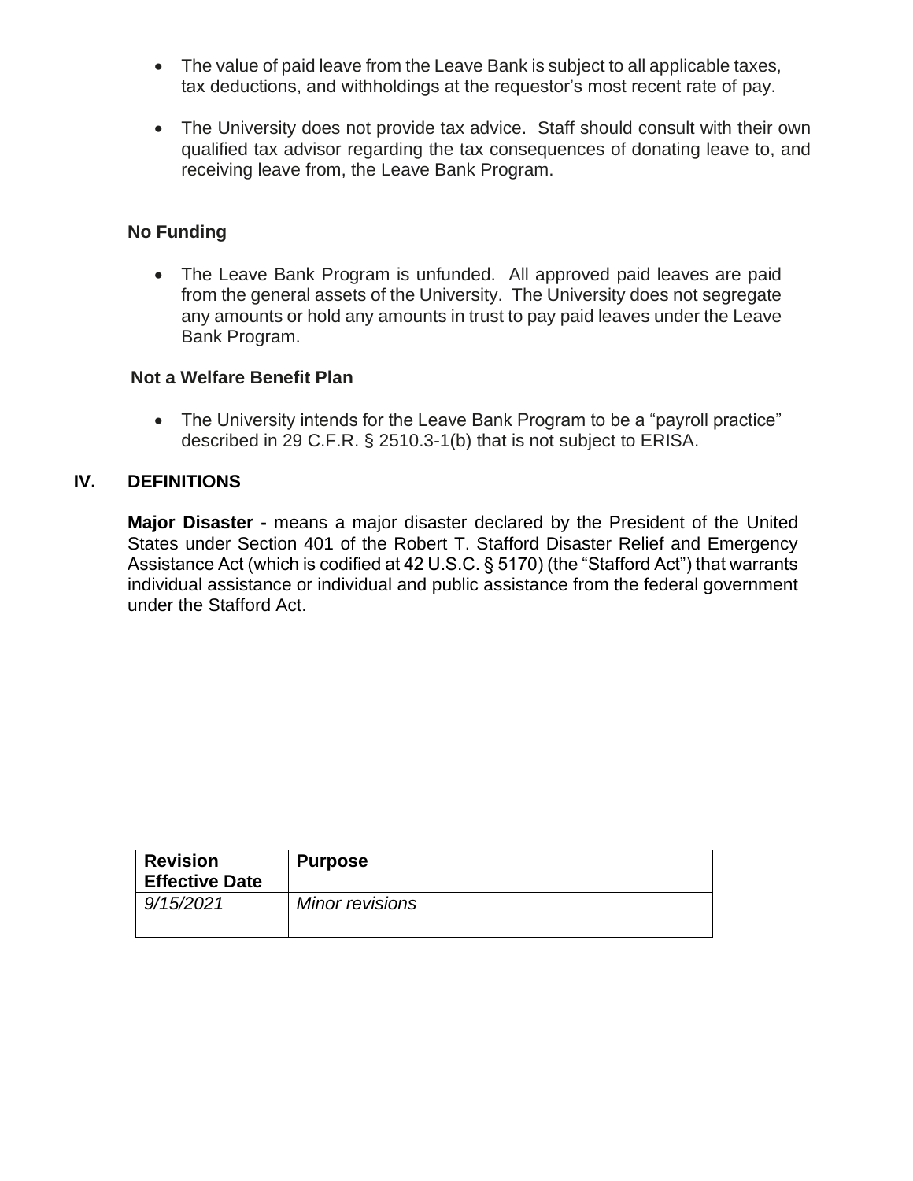- The value of paid leave from the Leave Bank is subject to all applicable taxes, tax deductions, and withholdings at the requestor's most recent rate of pay.

- The University does not provide tax advice. Staff should consult with their own qualified tax advisor regarding the tax consequences of donating leave to, and receiving leave from, the Leave Bank Program.

**No Funding**

- The Leave Bank Program is unfunded. All approved paid leaves are paid from the general assets of the University. The University does not segregate any amounts or hold any amounts in trust to pay paid leaves under the Leave Bank Program.

**Not a Welfare Benefit Plan**

- The University intends for the Leave Bank Program to be a "payroll practice" described in 29 C.F.R. § 2510.3-1(b) that is not subject to ERISA.

## IV. DEFINITIONS

**Major Disaster -** means a major disaster declared by the President of the United States under Section 401 of the Robert T. Stafford Disaster Relief and Emergency Assistance Act (which is codified at 42 U.S.C. § 5170) (the "Stafford Act") that warrants individual assistance or individual and public assistance from the federal government under the Stafford Act.

| **Revision Effective Date** | **Purpose** |
|---|---|
| *9/15/2021* | *Minor revisions* |